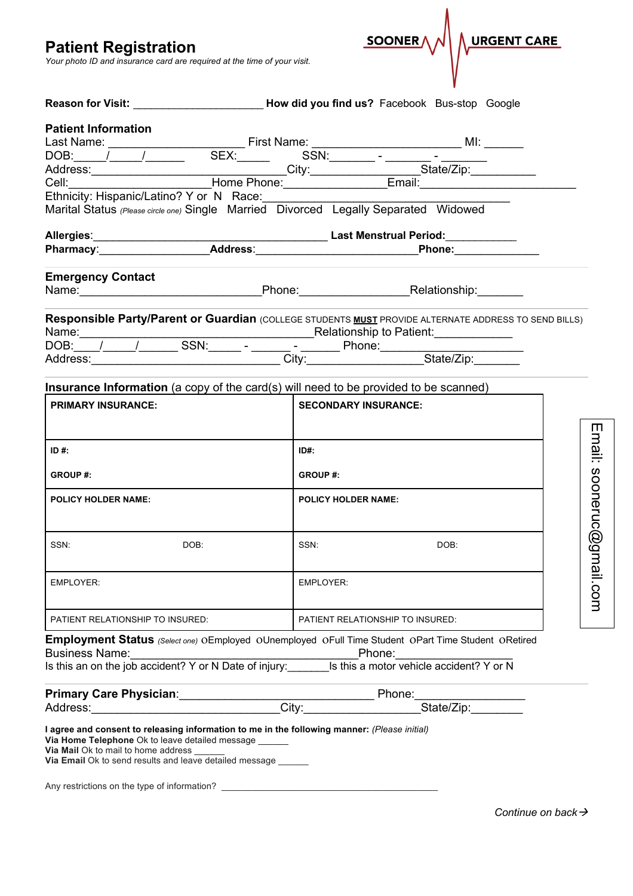# Patient Registration

*Your photo ID and insurance card are required at the time of your visit.*

SOONER URGENT CARE

**Reason for Visit:** ____________________ **How did you find us?** Facebook Bus-stop Google

### Patient Information

Last Name: ____________________ First Name: ______________________ MI: ______

DOB:_____/_____/______ SEX:_____ SSN:_______ - _______ - _______

Address:______________________________City:________________State/Zip:__________

Cell:__________________Home Phone:______________Email:______________________

Ethnicity: Hispanic/Latino? Y or N Race:________________________________________

Marital Status *(Please circle one)* Single Married Divorced Legally Separated Widowed

**Allergies**:____________________________________ **Last Menstrual Period**:___________

**Pharmacy**:_________________**Address**:_________________________**Phone:**_____________

### Emergency Contact

Name:____________________________Phone:________________Relationship:_______

### Responsible Party/Parent or Guardian (COLLEGE STUDENTS **MUST** PROVIDE ALTERNATE ADDRESS TO SEND BILLS)

Name:____________________________________Relationship to Patient:___________

DOB:____/_____/______ SSN:_____ - ______ - ______ Phone:______________________

Address:_____________________________ City:_________________State/Zip:_______

**Insurance Information** (a copy of the card(s) will need to be provided to be scanned)

| **PRIMARY INSURANCE:** | **SECONDARY INSURANCE:** |
|---|---|
| **ID #:**<br><br>**GROUP #:** | **ID#:**<br><br>**GROUP #:** |
| **POLICY HOLDER NAME:** | **POLICY HOLDER NAME:** |
| SSN: DOB: | SSN: DOB: |
| EMPLOYER: | EMPLOYER: |
| PATIENT RELATIONSHIP TO INSURED: | PATIENT RELATIONSHIP TO INSURED: |

Email: sooneruc@gmail.com

**Employment Status** *(Select one)* ○Employed ○Unemployed ○Full Time Student ○Part Time Student ○Retired

Business Name:___________________________________Phone:_________________

Is this an on the job accident? Y or N Date of injury:_______Is this a motor vehicle accident? Y or N

**Primary Care Physician**:______________________________ Phone:________________

Address:_____________________________City:__________________State/Zip:________

**I agree and consent to releasing information to me in the following manner:** *(Please initial)*

**Via Home Telephone** Ok to leave detailed message ______

**Via Mail** Ok to mail to home address ______

**Via Email** Ok to send results and leave detailed message ______

Any restrictions on the type of information? __________________________________________

*Continue on back→*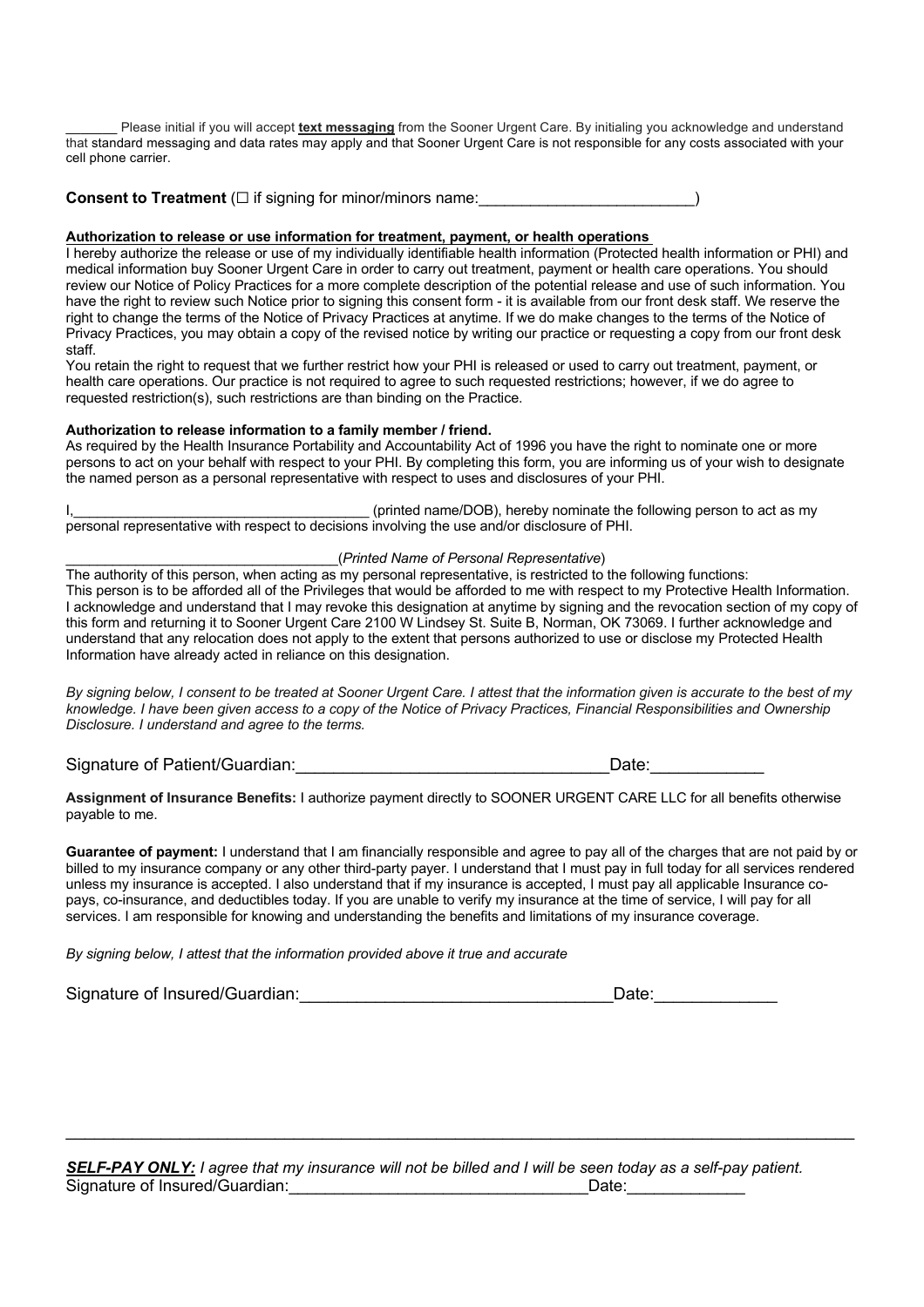_______ Please initial if you will accept **text messaging** from the Sooner Urgent Care. By initialing you acknowledge and understand that standard messaging and data rates may apply and that Sooner Urgent Care is not responsible for any costs associated with your cell phone carrier.

**Consent to Treatment** (☐ if signing for minor/minors name:________________________)

**Authorization to release or use information for treatment, payment, or health operations**

I hereby authorize the release or use of my individually identifiable health information (Protected health information or PHI) and medical information buy Sooner Urgent Care in order to carry out treatment, payment or health care operations. You should review our Notice of Policy Practices for a more complete description of the potential release and use of such information. You have the right to review such Notice prior to signing this consent form - it is available from our front desk staff. We reserve the right to change the terms of the Notice of Privacy Practices at anytime. If we do make changes to the terms of the Notice of Privacy Practices, you may obtain a copy of the revised notice by writing our practice or requesting a copy from our front desk staff.

You retain the right to request that we further restrict how your PHI is released or used to carry out treatment, payment, or health care operations. Our practice is not required to agree to such requested restrictions; however, if we do agree to requested restriction(s), such restrictions are than binding on the Practice.

**Authorization to release information to a family member / friend.**

As required by the Health Insurance Portability and Accountability Act of 1996 you have the right to nominate one or more persons to act on your behalf with respect to your PHI. By completing this form, you are informing us of your wish to designate the named person as a personal representative with respect to uses and disclosures of your PHI.

I,____________________________________ (printed name/DOB), hereby nominate the following person to act as my personal representative with respect to decisions involving the use and/or disclosure of PHI.

__________________________________(*Printed Name of Personal Representative*)

The authority of this person, when acting as my personal representative, is restricted to the following functions: This person is to be afforded all of the Privileges that would be afforded to me with respect to my Protective Health Information. I acknowledge and understand that I may revoke this designation at anytime by signing and the revocation section of my copy of this form and returning it to Sooner Urgent Care 2100 W Lindsey St. Suite B, Norman, OK 73069. I further acknowledge and understand that any relocation does not apply to the extent that persons authorized to use or disclose my Protected Health Information have already acted in reliance on this designation.

*By signing below, I consent to be treated at Sooner Urgent Care. I attest that the information given is accurate to the best of my knowledge. I have been given access to a copy of the Notice of Privacy Practices, Financial Responsibilities and Ownership Disclosure. I understand and agree to the terms.*

Signature of Patient/Guardian:_________________________________Date:____________

**Assignment of Insurance Benefits:** I authorize payment directly to SOONER URGENT CARE LLC for all benefits otherwise payable to me.

**Guarantee of payment:** I understand that I am financially responsible and agree to pay all of the charges that are not paid by or billed to my insurance company or any other third-party payer. I understand that I must pay in full today for all services rendered unless my insurance is accepted. I also understand that if my insurance is accepted, I must pay all applicable Insurance co-pays, co-insurance, and deductibles today. If you are unable to verify my insurance at the time of service, I will pay for all services. I am responsible for knowing and understanding the benefits and limitations of my insurance coverage.

*By signing below, I attest that the information provided above it true and accurate*

Signature of Insured/Guardian:_________________________________Date:_____________

---

***SELF-PAY ONLY:*** *I agree that my insurance will not be billed and I will be seen today as a self-pay patient.*

Signature of Insured/Guardian:_________________________________Date:_____________